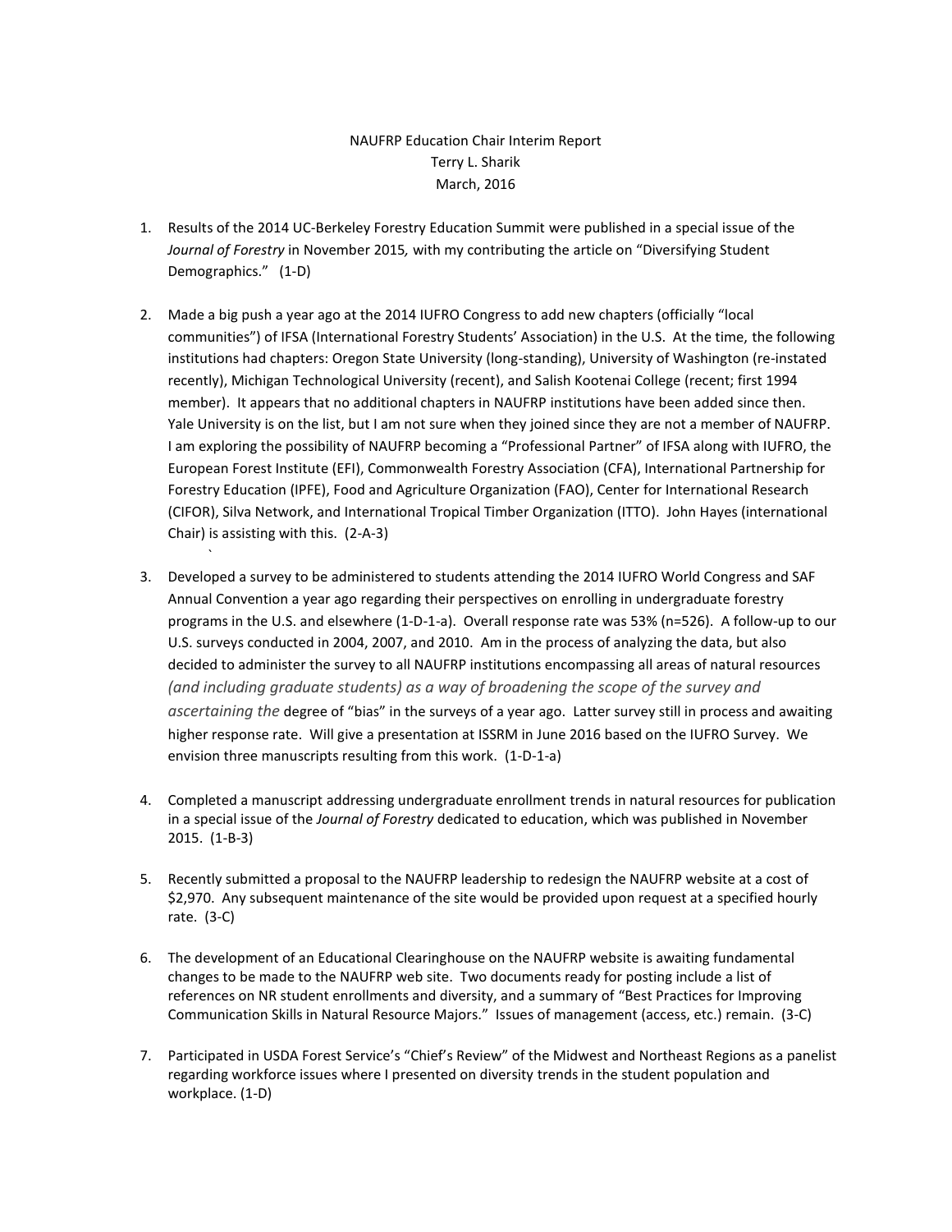NAUFRP Education Chair Interim Report
Terry L. Sharik
March, 2016

1. Results of the 2014 UC-Berkeley Forestry Education Summit were published in a special issue of the *Journal of Forestry* in November 2015*,* with my contributing the article on "Diversifying Student Demographics." (1-D)

2. Made a big push a year ago at the 2014 IUFRO Congress to add new chapters (officially "local communities") of IFSA (International Forestry Students' Association) in the U.S. At the time, the following institutions had chapters: Oregon State University (long-standing), University of Washington (re-instated recently), Michigan Technological University (recent), and Salish Kootenai College (recent; first 1994 member). It appears that no additional chapters in NAUFRP institutions have been added since then. Yale University is on the list, but I am not sure when they joined since they are not a member of NAUFRP. I am exploring the possibility of NAUFRP becoming a "Professional Partner" of IFSA along with IUFRO, the European Forest Institute (EFI), Commonwealth Forestry Association (CFA), International Partnership for Forestry Education (IPFE), Food and Agriculture Organization (FAO), Center for International Research (CIFOR), Silva Network, and International Tropical Timber Organization (ITTO). John Hayes (international Chair) is assisting with this. (2-A-3)

3. Developed a survey to be administered to students attending the 2014 IUFRO World Congress and SAF Annual Convention a year ago regarding their perspectives on enrolling in undergraduate forestry programs in the U.S. and elsewhere (1-D-1-a). Overall response rate was 53% (n=526). A follow-up to our U.S. surveys conducted in 2004, 2007, and 2010. Am in the process of analyzing the data, but also decided to administer the survey to all NAUFRP institutions encompassing all areas of natural resources *(and including graduate students) as a way of broadening the scope of the survey and ascertaining the* degree of "bias" in the surveys of a year ago. Latter survey still in process and awaiting higher response rate. Will give a presentation at ISSRM in June 2016 based on the IUFRO Survey. We envision three manuscripts resulting from this work. (1-D-1-a)

4. Completed a manuscript addressing undergraduate enrollment trends in natural resources for publication in a special issue of the *Journal of Forestry* dedicated to education, which was published in November 2015. (1-B-3)

5. Recently submitted a proposal to the NAUFRP leadership to redesign the NAUFRP website at a cost of $2,970. Any subsequent maintenance of the site would be provided upon request at a specified hourly rate. (3-C)

6. The development of an Educational Clearinghouse on the NAUFRP website is awaiting fundamental changes to be made to the NAUFRP web site. Two documents ready for posting include a list of references on NR student enrollments and diversity, and a summary of "Best Practices for Improving Communication Skills in Natural Resource Majors." Issues of management (access, etc.) remain. (3-C)

7. Participated in USDA Forest Service's "Chief's Review" of the Midwest and Northeast Regions as a panelist regarding workforce issues where I presented on diversity trends in the student population and workplace. (1-D)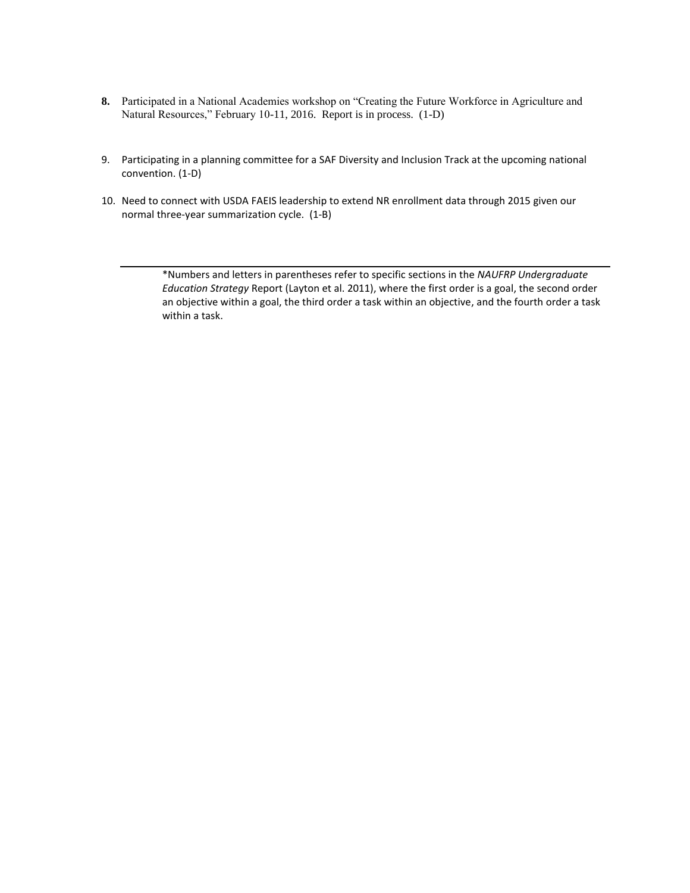8. Participated in a National Academies workshop on "Creating the Future Workforce in Agriculture and Natural Resources," February 10-11, 2016. Report is in process. (1-D)

9. Participating in a planning committee for a SAF Diversity and Inclusion Track at the upcoming national convention. (1-D)

10. Need to connect with USDA FAEIS leadership to extend NR enrollment data through 2015 given our normal three-year summarization cycle. (1-B)

---

*Numbers and letters in parentheses refer to specific sections in the *NAUFRP Undergraduate Education Strategy* Report (Layton et al. 2011), where the first order is a goal, the second order an objective within a goal, the third order a task within an objective, and the fourth order a task within a task.